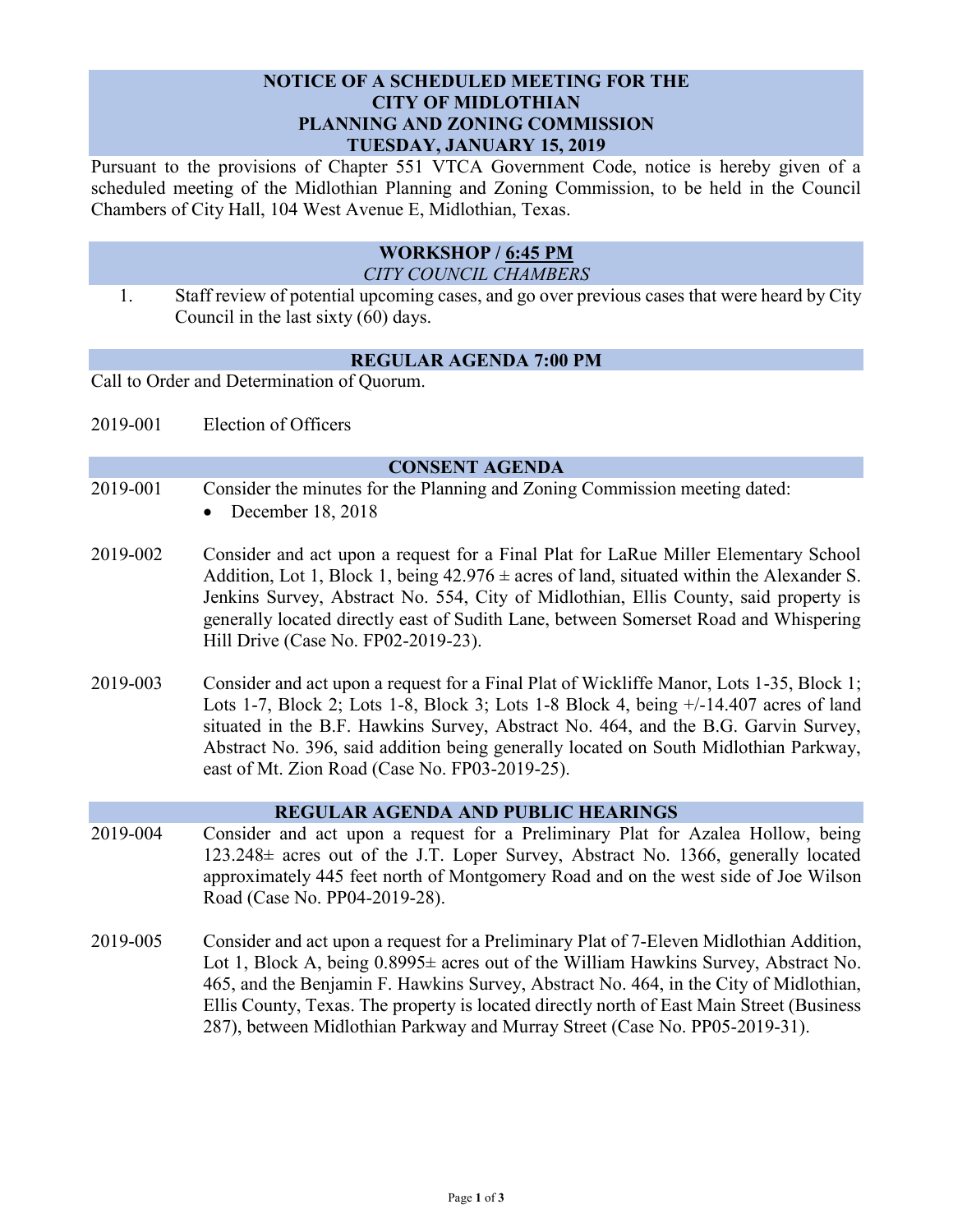# NOTICE OF A SCHEDULED MEETING FOR THE CITY OF MIDLOTHIAN PLANNING AND ZONING COMMISSION TUESDAY, JANUARY 15, 2019

Pursuant to the provisions of Chapter 551 VTCA Government Code, notice is hereby given of a scheduled meeting of the Midlothian Planning and Zoning Commission, to be held in the Council Chambers of City Hall, 104 West Avenue E, Midlothian, Texas.

## WORKSHOP / 6:45 PM

*CITY COUNCIL CHAMBERS*

1. Staff review of potential upcoming cases, and go over previous cases that were heard by City Council in the last sixty (60) days.

## REGULAR AGENDA 7:00 PM

Call to Order and Determination of Quorum.

2019-001 Election of Officers

## CONSENT AGENDA

2019-001 Consider the minutes for the Planning and Zoning Commission meeting dated:

- December 18, 2018

2019-002 Consider and act upon a request for a Final Plat for LaRue Miller Elementary School Addition, Lot 1, Block 1, being 42.976 ± acres of land, situated within the Alexander S. Jenkins Survey, Abstract No. 554, City of Midlothian, Ellis County, said property is generally located directly east of Sudith Lane, between Somerset Road and Whispering Hill Drive (Case No. FP02-2019-23).

2019-003 Consider and act upon a request for a Final Plat of Wickliffe Manor, Lots 1-35, Block 1; Lots 1-7, Block 2; Lots 1-8, Block 3; Lots 1-8 Block 4, being +/-14.407 acres of land situated in the B.F. Hawkins Survey, Abstract No. 464, and the B.G. Garvin Survey, Abstract No. 396, said addition being generally located on South Midlothian Parkway, east of Mt. Zion Road (Case No. FP03-2019-25).

## REGULAR AGENDA AND PUBLIC HEARINGS

2019-004 Consider and act upon a request for a Preliminary Plat for Azalea Hollow, being 123.248± acres out of the J.T. Loper Survey, Abstract No. 1366, generally located approximately 445 feet north of Montgomery Road and on the west side of Joe Wilson Road (Case No. PP04-2019-28).

2019-005 Consider and act upon a request for a Preliminary Plat of 7-Eleven Midlothian Addition, Lot 1, Block A, being 0.8995± acres out of the William Hawkins Survey, Abstract No. 465, and the Benjamin F. Hawkins Survey, Abstract No. 464, in the City of Midlothian, Ellis County, Texas. The property is located directly north of East Main Street (Business 287), between Midlothian Parkway and Murray Street (Case No. PP05-2019-31).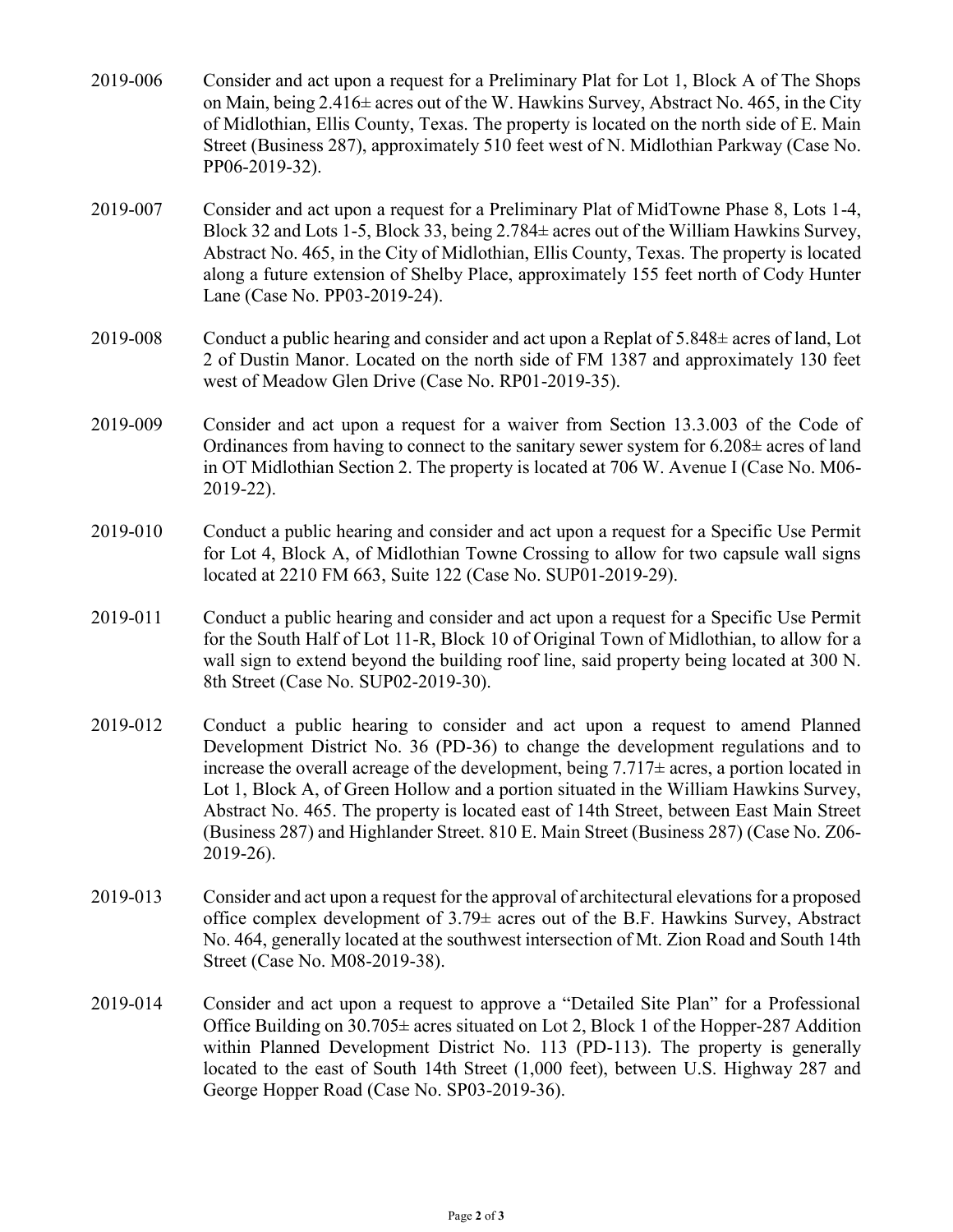2019-006 Consider and act upon a request for a Preliminary Plat for Lot 1, Block A of The Shops on Main, being 2.416± acres out of the W. Hawkins Survey, Abstract No. 465, in the City of Midlothian, Ellis County, Texas. The property is located on the north side of E. Main Street (Business 287), approximately 510 feet west of N. Midlothian Parkway (Case No. PP06-2019-32).

2019-007 Consider and act upon a request for a Preliminary Plat of MidTowne Phase 8, Lots 1-4, Block 32 and Lots 1-5, Block 33, being 2.784± acres out of the William Hawkins Survey, Abstract No. 465, in the City of Midlothian, Ellis County, Texas. The property is located along a future extension of Shelby Place, approximately 155 feet north of Cody Hunter Lane (Case No. PP03-2019-24).

2019-008 Conduct a public hearing and consider and act upon a Replat of 5.848± acres of land, Lot 2 of Dustin Manor. Located on the north side of FM 1387 and approximately 130 feet west of Meadow Glen Drive (Case No. RP01-2019-35).

2019-009 Consider and act upon a request for a waiver from Section 13.3.003 of the Code of Ordinances from having to connect to the sanitary sewer system for 6.208± acres of land in OT Midlothian Section 2. The property is located at 706 W. Avenue I (Case No. M06-2019-22).

2019-010 Conduct a public hearing and consider and act upon a request for a Specific Use Permit for Lot 4, Block A, of Midlothian Towne Crossing to allow for two capsule wall signs located at 2210 FM 663, Suite 122 (Case No. SUP01-2019-29).

2019-011 Conduct a public hearing and consider and act upon a request for a Specific Use Permit for the South Half of Lot 11-R, Block 10 of Original Town of Midlothian, to allow for a wall sign to extend beyond the building roof line, said property being located at 300 N. 8th Street (Case No. SUP02-2019-30).

2019-012 Conduct a public hearing to consider and act upon a request to amend Planned Development District No. 36 (PD-36) to change the development regulations and to increase the overall acreage of the development, being 7.717± acres, a portion located in Lot 1, Block A, of Green Hollow and a portion situated in the William Hawkins Survey, Abstract No. 465. The property is located east of 14th Street, between East Main Street (Business 287) and Highlander Street. 810 E. Main Street (Business 287) (Case No. Z06-2019-26).

2019-013 Consider and act upon a request for the approval of architectural elevations for a proposed office complex development of 3.79± acres out of the B.F. Hawkins Survey, Abstract No. 464, generally located at the southwest intersection of Mt. Zion Road and South 14th Street (Case No. M08-2019-38).

2019-014 Consider and act upon a request to approve a "Detailed Site Plan" for a Professional Office Building on 30.705± acres situated on Lot 2, Block 1 of the Hopper-287 Addition within Planned Development District No. 113 (PD-113). The property is generally located to the east of South 14th Street (1,000 feet), between U.S. Highway 287 and George Hopper Road (Case No. SP03-2019-36).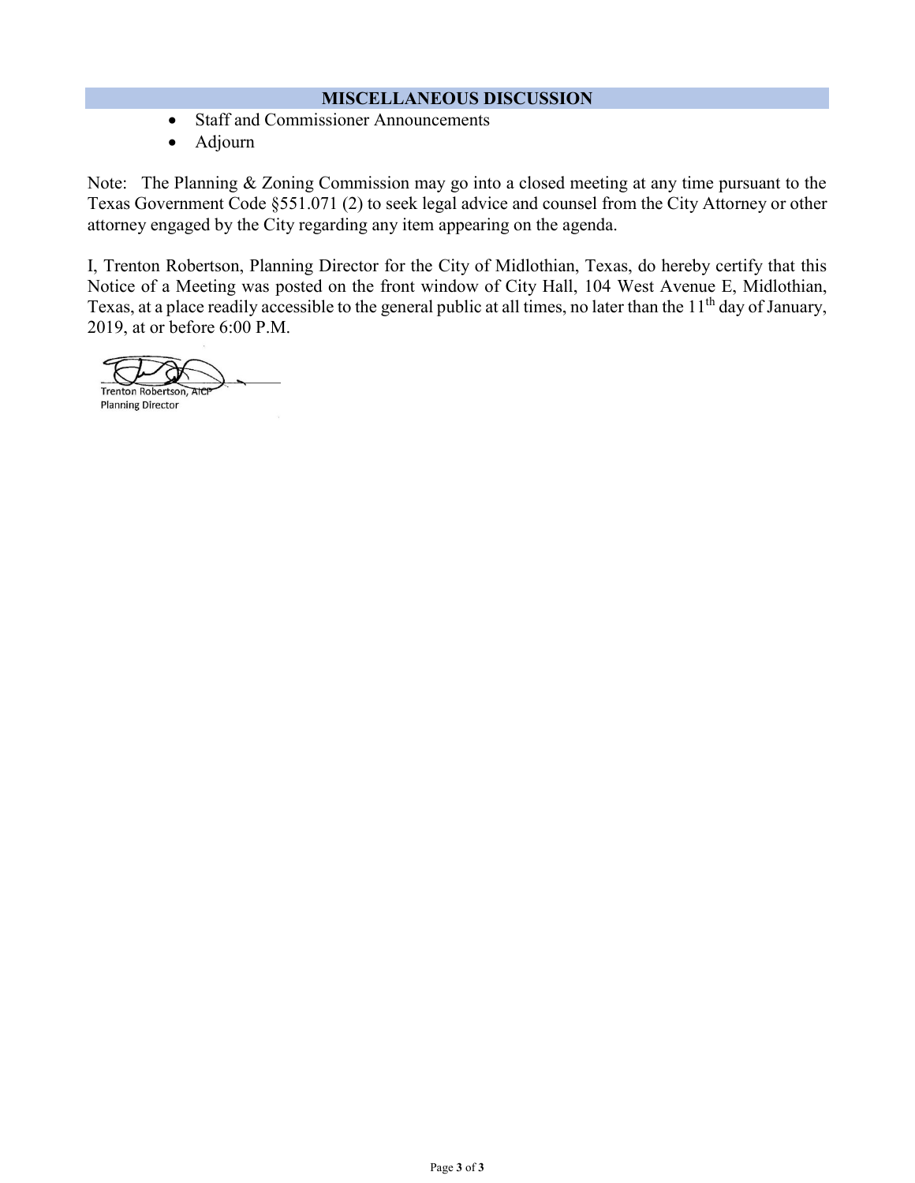## MISCELLANEOUS DISCUSSION

- Staff and Commissioner Announcements
- Adjourn

Note: The Planning & Zoning Commission may go into a closed meeting at any time pursuant to the Texas Government Code §551.071 (2) to seek legal advice and counsel from the City Attorney or other attorney engaged by the City regarding any item appearing on the agenda.

I, Trenton Robertson, Planning Director for the City of Midlothian, Texas, do hereby certify that this Notice of a Meeting was posted on the front window of City Hall, 104 West Avenue E, Midlothian, Texas, at a place readily accessible to the general public at all times, no later than the 11th day of January, 2019, at or before 6:00 P.M.

Trenton Robertson, AICP
Planning Director